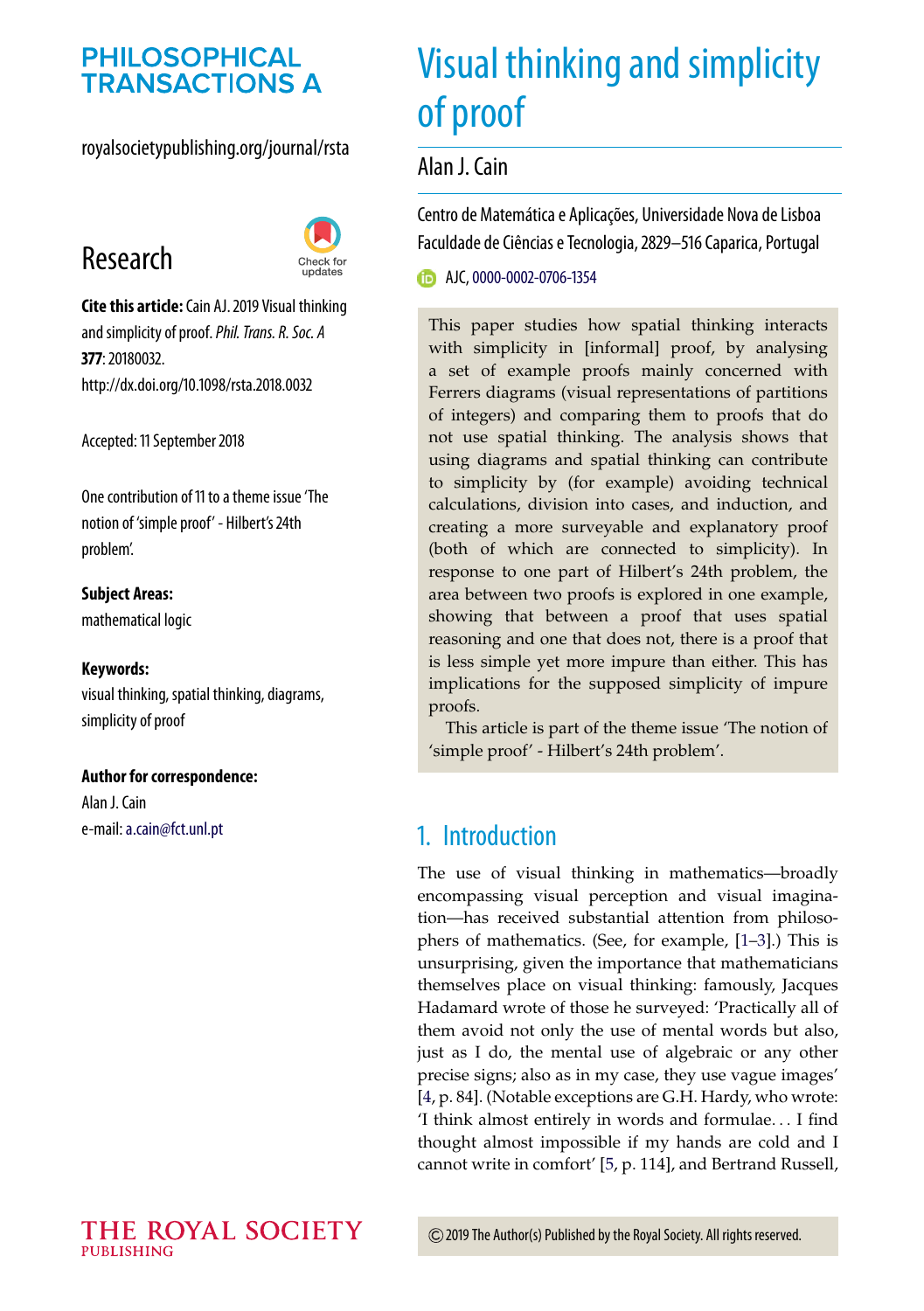PHILOSOPHICAL TRANSACTIONS A

royalsocietypublishing.org/journal/rsta

# Research

**Cite this article:** Cain AJ. 2019 Visual thinking and simplicity of proof. *Phil. Trans. R. Soc. A* **377**: 20180032.
http://dx.doi.org/10.1098/rsta.2018.0032

Accepted: 11 September 2018

One contribution of 11 to a theme issue 'The notion of 'simple proof' - Hilbert's 24th problem'.

**Subject Areas:**
mathematical logic

**Keywords:**
visual thinking, spatial thinking, diagrams, simplicity of proof

**Author for correspondence:**
Alan J. Cain
e-mail: a.cain@fct.unl.pt

# Visual thinking and simplicity of proof

Alan J. Cain

Centro de Matemática e Aplicações, Universidade Nova de Lisboa Faculdade de Ciências e Tecnologia, 2829–516 Caparica, Portugal

AJC, 0000-0002-0706-1354

This paper studies how spatial thinking interacts with simplicity in [informal] proof, by analysing a set of example proofs mainly concerned with Ferrers diagrams (visual representations of partitions of integers) and comparing them to proofs that do not use spatial thinking. The analysis shows that using diagrams and spatial thinking can contribute to simplicity by (for example) avoiding technical calculations, division into cases, and induction, and creating a more surveyable and explanatory proof (both of which are connected to simplicity). In response to one part of Hilbert's 24th problem, the area between two proofs is explored in one example, showing that between a proof that uses spatial reasoning and one that does not, there is a proof that is less simple yet more impure than either. This has implications for the supposed simplicity of impure proofs.

This article is part of the theme issue 'The notion of 'simple proof' - Hilbert's 24th problem'.

## 1. Introduction

The use of visual thinking in mathematics—broadly encompassing visual perception and visual imagination—has received substantial attention from philosophers of mathematics. (See, for example, [1–3].) This is unsurprising, given the importance that mathematicians themselves place on visual thinking: famously, Jacques Hadamard wrote of those he surveyed: 'Practically all of them avoid not only the use of mental words but also, just as I do, the mental use of algebraic or any other precise signs; also as in my case, they use vague images' [4, p. 84]. (Notable exceptions are G.H. Hardy, who wrote: 'I think almost entirely in words and formulae... I find thought almost impossible if my hands are cold and I cannot write in comfort' [5, p. 114], and Bertrand Russell,

© 2019 The Author(s) Published by the Royal Society. All rights reserved.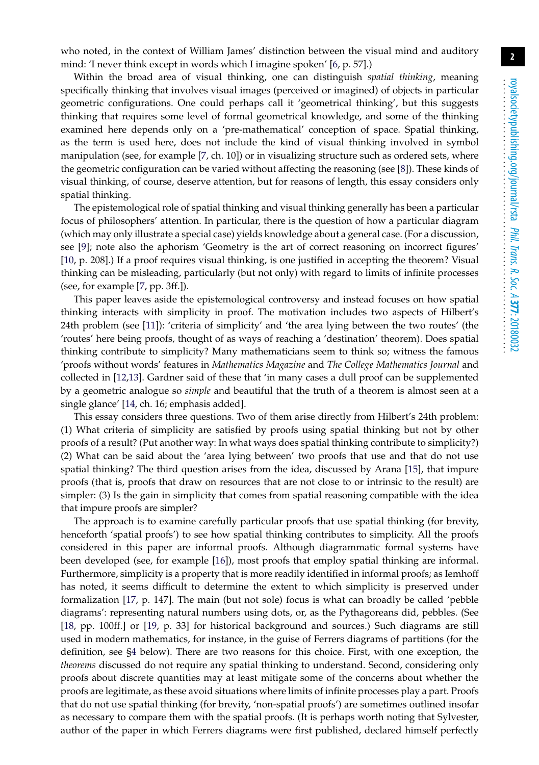who noted, in the context of William James' distinction between the visual mind and auditory mind: 'I never think except in words which I imagine spoken' [6, p. 57].)

Within the broad area of visual thinking, one can distinguish *spatial thinking*, meaning specifically thinking that involves visual images (perceived or imagined) of objects in particular geometric configurations. One could perhaps call it 'geometrical thinking', but this suggests thinking that requires some level of formal geometrical knowledge, and some of the thinking examined here depends only on a 'pre-mathematical' conception of space. Spatial thinking, as the term is used here, does not include the kind of visual thinking involved in symbol manipulation (see, for example [7, ch. 10]) or in visualizing structure such as ordered sets, where the geometric configuration can be varied without affecting the reasoning (see [8]). These kinds of visual thinking, of course, deserve attention, but for reasons of length, this essay considers only spatial thinking.

The epistemological role of spatial thinking and visual thinking generally has been a particular focus of philosophers' attention. In particular, there is the question of how a particular diagram (which may only illustrate a special case) yields knowledge about a general case. (For a discussion, see [9]; note also the aphorism 'Geometry is the art of correct reasoning on incorrect figures' [10, p. 208].) If a proof requires visual thinking, is one justified in accepting the theorem? Visual thinking can be misleading, particularly (but not only) with regard to limits of infinite processes (see, for example [7, pp. 3ff.]).

This paper leaves aside the epistemological controversy and instead focuses on how spatial thinking interacts with simplicity in proof. The motivation includes two aspects of Hilbert's 24th problem (see [11]): 'criteria of simplicity' and 'the area lying between the two routes' (the 'routes' here being proofs, thought of as ways of reaching a 'destination' theorem). Does spatial thinking contribute to simplicity? Many mathematicians seem to think so; witness the famous 'proofs without words' features in *Mathematics Magazine* and *The College Mathematics Journal* and collected in [12,13]. Gardner said of these that 'in many cases a dull proof can be supplemented by a geometric analogue so *simple* and beautiful that the truth of a theorem is almost seen at a single glance' [14, ch. 16; emphasis added].

This essay considers three questions. Two of them arise directly from Hilbert's 24th problem: (1) What criteria of simplicity are satisfied by proofs using spatial thinking but not by other proofs of a result? (Put another way: In what ways does spatial thinking contribute to simplicity?) (2) What can be said about the 'area lying between' two proofs that use and that do not use spatial thinking? The third question arises from the idea, discussed by Arana [15], that impure proofs (that is, proofs that draw on resources that are not close to or intrinsic to the result) are simpler: (3) Is the gain in simplicity that comes from spatial reasoning compatible with the idea that impure proofs are simpler?

The approach is to examine carefully particular proofs that use spatial thinking (for brevity, henceforth 'spatial proofs') to see how spatial thinking contributes to simplicity. All the proofs considered in this paper are informal proofs. Although diagrammatic formal systems have been developed (see, for example [16]), most proofs that employ spatial thinking are informal. Furthermore, simplicity is a property that is more readily identified in informal proofs; as Iemhoff has noted, it seems difficult to determine the extent to which simplicity is preserved under formalization [17, p. 147]. The main (but not sole) focus is what can broadly be called 'pebble diagrams': representing natural numbers using dots, or, as the Pythagoreans did, pebbles. (See [18, pp. 100ff.] or [19, p. 33] for historical background and sources.) Such diagrams are still used in modern mathematics, for instance, in the guise of Ferrers diagrams of partitions (for the definition, see §4 below). There are two reasons for this choice. First, with one exception, the *theorems* discussed do not require any spatial thinking to understand. Second, considering only proofs about discrete quantities may at least mitigate some of the concerns about whether the proofs are legitimate, as these avoid situations where limits of infinite processes play a part. Proofs that do not use spatial thinking (for brevity, 'non-spatial proofs') are sometimes outlined insofar as necessary to compare them with the spatial proofs. (It is perhaps worth noting that Sylvester, author of the paper in which Ferrers diagrams were first published, declared himself perfectly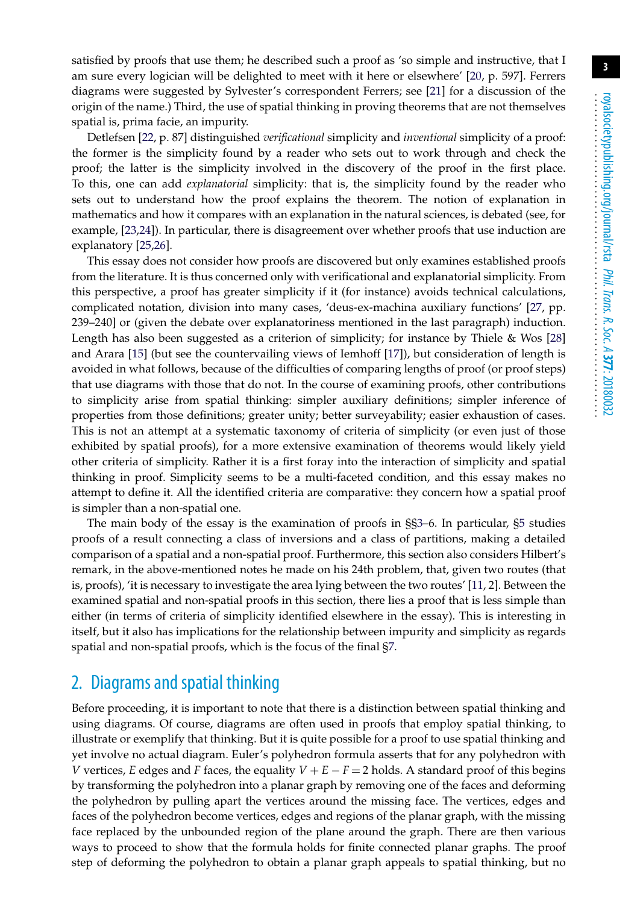satisfied by proofs that use them; he described such a proof as 'so simple and instructive, that I am sure every logician will be delighted to meet with it here or elsewhere' [20, p. 597]. Ferrers diagrams were suggested by Sylvester's correspondent Ferrers; see [21] for a discussion of the origin of the name.) Third, the use of spatial thinking in proving theorems that are not themselves spatial is, prima facie, an impurity.

Detlefsen [22, p. 87] distinguished *verificational* simplicity and *inventional* simplicity of a proof: the former is the simplicity found by a reader who sets out to work through and check the proof; the latter is the simplicity involved in the discovery of the proof in the first place. To this, one can add *explanatorial* simplicity: that is, the simplicity found by the reader who sets out to understand how the proof explains the theorem. The notion of explanation in mathematics and how it compares with an explanation in the natural sciences, is debated (see, for example, [23,24]). In particular, there is disagreement over whether proofs that use induction are explanatory [25,26].

This essay does not consider how proofs are discovered but only examines established proofs from the literature. It is thus concerned only with verificational and explanatorial simplicity. From this perspective, a proof has greater simplicity if it (for instance) avoids technical calculations, complicated notation, division into many cases, 'deus-ex-machina auxiliary functions' [27, pp. 239–240] or (given the debate over explanatoriness mentioned in the last paragraph) induction. Length has also been suggested as a criterion of simplicity; for instance by Thiele & Wos [28] and Arara [15] (but see the countervailing views of Iemhoff [17]), but consideration of length is avoided in what follows, because of the difficulties of comparing lengths of proof (or proof steps) that use diagrams with those that do not. In the course of examining proofs, other contributions to simplicity arise from spatial thinking: simpler auxiliary definitions; simpler inference of properties from those definitions; greater unity; better surveyability; easier exhaustion of cases. This is not an attempt at a systematic taxonomy of criteria of simplicity (or even just of those exhibited by spatial proofs), for a more extensive examination of theorems would likely yield other criteria of simplicity. Rather it is a first foray into the interaction of simplicity and spatial thinking in proof. Simplicity seems to be a multi-faceted condition, and this essay makes no attempt to define it. All the identified criteria are comparative: they concern how a spatial proof is simpler than a non-spatial one.

The main body of the essay is the examination of proofs in §§3–6. In particular, §5 studies proofs of a result connecting a class of inversions and a class of partitions, making a detailed comparison of a spatial and a non-spatial proof. Furthermore, this section also considers Hilbert's remark, in the above-mentioned notes he made on his 24th problem, that, given two routes (that is, proofs), 'it is necessary to investigate the area lying between the two routes' [11, 2]. Between the examined spatial and non-spatial proofs in this section, there lies a proof that is less simple than either (in terms of criteria of simplicity identified elsewhere in the essay). This is interesting in itself, but it also has implications for the relationship between impurity and simplicity as regards spatial and non-spatial proofs, which is the focus of the final §7.

## 2. Diagrams and spatial thinking

Before proceeding, it is important to note that there is a distinction between spatial thinking and using diagrams. Of course, diagrams are often used in proofs that employ spatial thinking, to illustrate or exemplify that thinking. But it is quite possible for a proof to use spatial thinking and yet involve no actual diagram. Euler's polyhedron formula asserts that for any polyhedron with $V$ vertices, $E$ edges and $F$ faces, the equality $V + E - F = 2$ holds. A standard proof of this begins by transforming the polyhedron into a planar graph by removing one of the faces and deforming the polyhedron by pulling apart the vertices around the missing face. The vertices, edges and faces of the polyhedron become vertices, edges and regions of the planar graph, with the missing face replaced by the unbounded region of the plane around the graph. There are then various ways to proceed to show that the formula holds for finite connected planar graphs. The proof step of deforming the polyhedron to obtain a planar graph appeals to spatial thinking, but no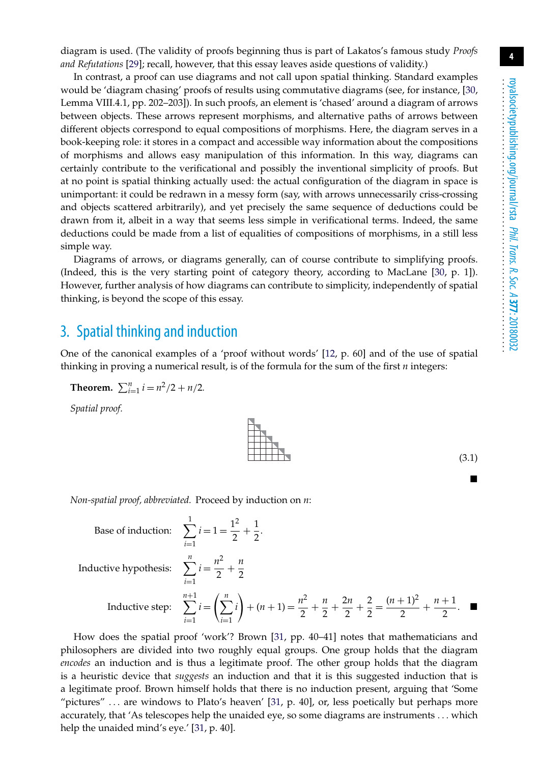diagram is used. (The validity of proofs beginning thus is part of Lakatos's famous study *Proofs and Refutations* [29]; recall, however, that this essay leaves aside questions of validity.)

In contrast, a proof can use diagrams and not call upon spatial thinking. Standard examples would be 'diagram chasing' proofs of results using commutative diagrams (see, for instance, [30, Lemma VIII.4.1, pp. 202–203]). In such proofs, an element is 'chased' around a diagram of arrows between objects. These arrows represent morphisms, and alternative paths of arrows between different objects correspond to equal compositions of morphisms. Here, the diagram serves in a book-keeping role: it stores in a compact and accessible way information about the compositions of morphisms and allows easy manipulation of this information. In this way, diagrams can certainly contribute to the verificational and possibly the inventional simplicity of proofs. But at no point is spatial thinking actually used: the actual configuration of the diagram in space is unimportant: it could be redrawn in a messy form (say, with arrows unnecessarily criss-crossing and objects scattered arbitrarily), and yet precisely the same sequence of deductions could be drawn from it, albeit in a way that seems less simple in verificational terms. Indeed, the same deductions could be made from a list of equalities of compositions of morphisms, in a still less simple way.

Diagrams of arrows, or diagrams generally, can of course contribute to simplifying proofs. (Indeed, this is the very starting point of category theory, according to MacLane [30, p. 1]). However, further analysis of how diagrams can contribute to simplicity, independently of spatial thinking, is beyond the scope of this essay.

## 3. Spatial thinking and induction

One of the canonical examples of a 'proof without words' [12, p. 60] and of the use of spatial thinking in proving a numerical result, is of the formula for the sum of the first $n$ integers:

**Theorem.** $\sum_{i=1}^{n} i = n^2/2 + n/2$.

*Spatial proof.*

(3.1) ■

*Non-spatial proof, abbreviated.* Proceed by induction on $n$:

$$\text{Base of induction:} \quad \sum_{i=1}^{1} i = 1 = \frac{1^2}{2} + \frac{1}{2}.$$

$$\text{Inductive hypothesis:} \quad \sum_{i=1}^{n} i = \frac{n^2}{2} + \frac{n}{2}$$

$$\text{Inductive step:} \quad \sum_{i=1}^{n+1} i = \left(\sum_{i=1}^{n} i\right) + (n+1) = \frac{n^2}{2} + \frac{n}{2} + \frac{2n}{2} + \frac{2}{2} = \frac{(n+1)^2}{2} + \frac{n+1}{2}. \quad ■$$

How does the spatial proof 'work'? Brown [31, pp. 40–41] notes that mathematicians and philosophers are divided into two roughly equal groups. One group holds that the diagram *encodes* an induction and is thus a legitimate proof. The other group holds that the diagram is a heuristic device that *suggests* an induction and that it is this suggested induction that is a legitimate proof. Brown himself holds that there is no induction present, arguing that 'Some "pictures" ... are windows to Plato's heaven' [31, p. 40], or, less poetically but perhaps more accurately, that 'As telescopes help the unaided eye, so some diagrams are instruments ... which help the unaided mind's eye.' [31, p. 40].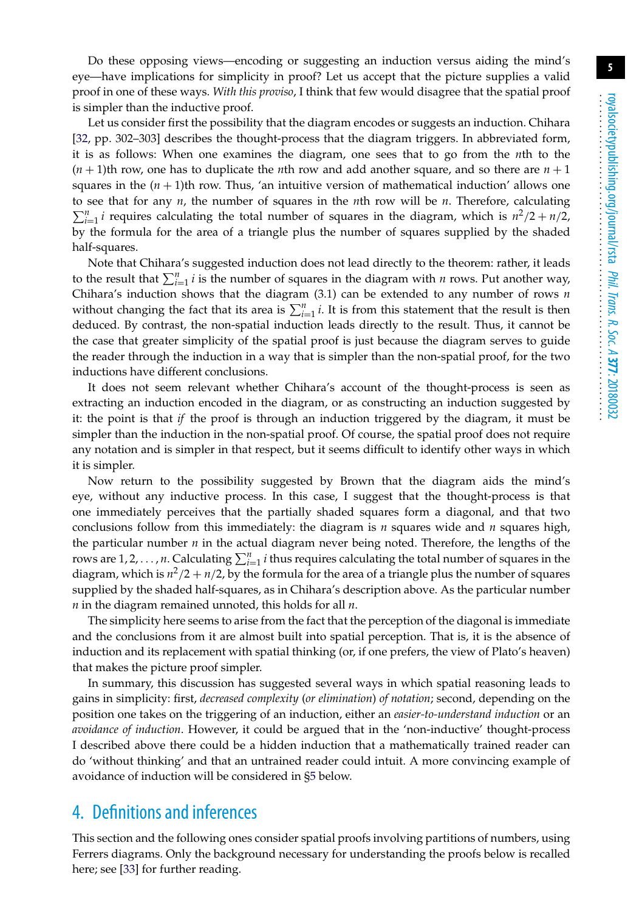Do these opposing views—encoding or suggesting an induction versus aiding the mind's eye—have implications for simplicity in proof? Let us accept that the picture supplies a valid proof in one of these ways. *With this proviso*, I think that few would disagree that the spatial proof is simpler than the inductive proof.

Let us consider first the possibility that the diagram encodes or suggests an induction. Chihara [32, pp. 302–303] describes the thought-process that the diagram triggers. In abbreviated form, it is as follows: When one examines the diagram, one sees that to go from the $n$th to the $(n+1)$th row, one has to duplicate the $n$th row and add another square, and so there are $n+1$ squares in the $(n+1)$th row. Thus, 'an intuitive version of mathematical induction' allows one to see that for any $n$, the number of squares in the $n$th row will be $n$. Therefore, calculating $\sum_{i=1}^{n} i$ requires calculating the total number of squares in the diagram, which is $n^2/2 + n/2$, by the formula for the area of a triangle plus the number of squares supplied by the shaded half-squares.

Note that Chihara's suggested induction does not lead directly to the theorem: rather, it leads to the result that $\sum_{i=1}^{n} i$ is the number of squares in the diagram with $n$ rows. Put another way, Chihara's induction shows that the diagram (3.1) can be extended to any number of rows $n$ without changing the fact that its area is $\sum_{i=1}^{n} i$. It is from this statement that the result is then deduced. By contrast, the non-spatial induction leads directly to the result. Thus, it cannot be the case that greater simplicity of the spatial proof is just because the diagram serves to guide the reader through the induction in a way that is simpler than the non-spatial proof, for the two inductions have different conclusions.

It does not seem relevant whether Chihara's account of the thought-process is seen as extracting an induction encoded in the diagram, or as constructing an induction suggested by it: the point is that *if* the proof is through an induction triggered by the diagram, it must be simpler than the induction in the non-spatial proof. Of course, the spatial proof does not require any notation and is simpler in that respect, but it seems difficult to identify other ways in which it is simpler.

Now return to the possibility suggested by Brown that the diagram aids the mind's eye, without any inductive process. In this case, I suggest that the thought-process is that one immediately perceives that the partially shaded squares form a diagonal, and that two conclusions follow from this immediately: the diagram is $n$ squares wide and $n$ squares high, the particular number $n$ in the actual diagram never being noted. Therefore, the lengths of the rows are $1, 2, \ldots, n$. Calculating $\sum_{i=1}^{n} i$ thus requires calculating the total number of squares in the diagram, which is $n^2/2 + n/2$, by the formula for the area of a triangle plus the number of squares supplied by the shaded half-squares, as in Chihara's description above. As the particular number $n$ in the diagram remained unnoted, this holds for all $n$.

The simplicity here seems to arise from the fact that the perception of the diagonal is immediate and the conclusions from it are almost built into spatial perception. That is, it is the absence of induction and its replacement with spatial thinking (or, if one prefers, the view of Plato's heaven) that makes the picture proof simpler.

In summary, this discussion has suggested several ways in which spatial reasoning leads to gains in simplicity: first, *decreased complexity* (*or elimination*) *of notation*; second, depending on the position one takes on the triggering of an induction, either an *easier-to-understand induction* or an *avoidance of induction*. However, it could be argued that in the 'non-inductive' thought-process I described above there could be a hidden induction that a mathematically trained reader can do 'without thinking' and that an untrained reader could intuit. A more convincing example of avoidance of induction will be considered in §5 below.

## 4. Definitions and inferences

This section and the following ones consider spatial proofs involving partitions of numbers, using Ferrers diagrams. Only the background necessary for understanding the proofs below is recalled here; see [33] for further reading.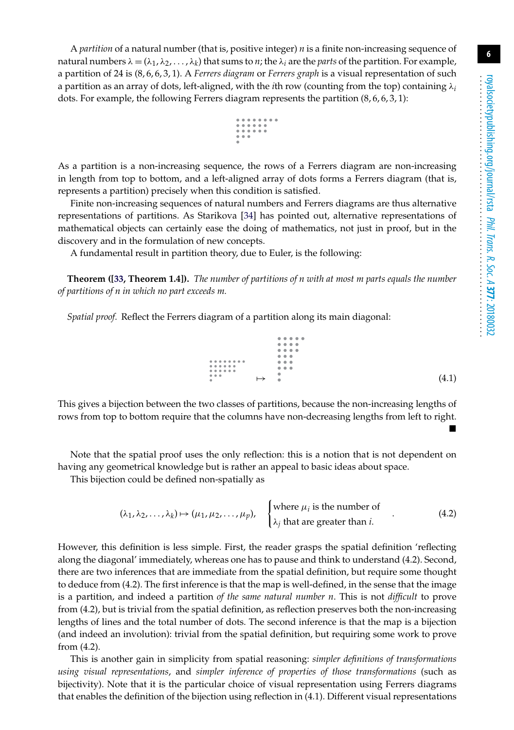A *partition* of a natural number (that is, positive integer) $n$ is a finite non-increasing sequence of natural numbers $\lambda = (\lambda_1, \lambda_2, \ldots, \lambda_k)$ that sums to $n$; the $\lambda_i$ are the *parts* of the partition. For example, a partition of 24 is $(8, 6, 6, 3, 1)$. A *Ferrers diagram* or *Ferrers graph* is a visual representation of such a partition as an array of dots, left-aligned, with the $i$th row (counting from the top) containing $\lambda_i$ dots. For example, the following Ferrers diagram represents the partition $(8, 6, 6, 3, 1)$:

As a partition is a non-increasing sequence, the rows of a Ferrers diagram are non-increasing in length from top to bottom, and a left-aligned array of dots forms a Ferrers diagram (that is, represents a partition) precisely when this condition is satisfied.

Finite non-increasing sequences of natural numbers and Ferrers diagrams are thus alternative representations of partitions. As Starikova [34] has pointed out, alternative representations of mathematical objects can certainly ease the doing of mathematics, not just in proof, but in the discovery and in the formulation of new concepts.

A fundamental result in partition theory, due to Euler, is the following:

**Theorem ([33, Theorem 1.4]).** *The number of partitions of $n$ with at most $m$ parts equals the number of partitions of $n$ in which no part exceeds $m$.*

*Spatial proof.* Reflect the Ferrers diagram of a partition along its main diagonal:

$$\mapsto \qquad (4.1)$$

This gives a bijection between the two classes of partitions, because the non-increasing lengths of rows from top to bottom require that the columns have non-decreasing lengths from left to right. ∎

Note that the spatial proof uses the only reflection: this is a notion that is not dependent on having any geometrical knowledge but is rather an appeal to basic ideas about space.

This bijection could be defined non-spatially as

$$(\lambda_1, \lambda_2, \ldots, \lambda_k) \mapsto (\mu_1, \mu_2, \ldots, \mu_p), \quad \begin{cases} \text{where } \mu_i \text{ is the number of} \\ \lambda_j \text{ that are greater than } i. \end{cases} \qquad (4.2)$$

However, this definition is less simple. First, the reader grasps the spatial definition 'reflecting along the diagonal' immediately, whereas one has to pause and think to understand (4.2). Second, there are two inferences that are immediate from the spatial definition, but require some thought to deduce from (4.2). The first inference is that the map is well-defined, in the sense that the image is a partition, and indeed a partition *of the same natural number n*. This is not *difficult* to prove from (4.2), but is trivial from the spatial definition, as reflection preserves both the non-increasing lengths of lines and the total number of dots. The second inference is that the map is a bijection (and indeed an involution): trivial from the spatial definition, but requiring some work to prove from (4.2).

This is another gain in simplicity from spatial reasoning: *simpler definitions of transformations using visual representations*, and *simpler inference of properties of those transformations* (such as bijectivity). Note that it is the particular choice of visual representation using Ferrers diagrams that enables the definition of the bijection using reflection in (4.1). Different visual representations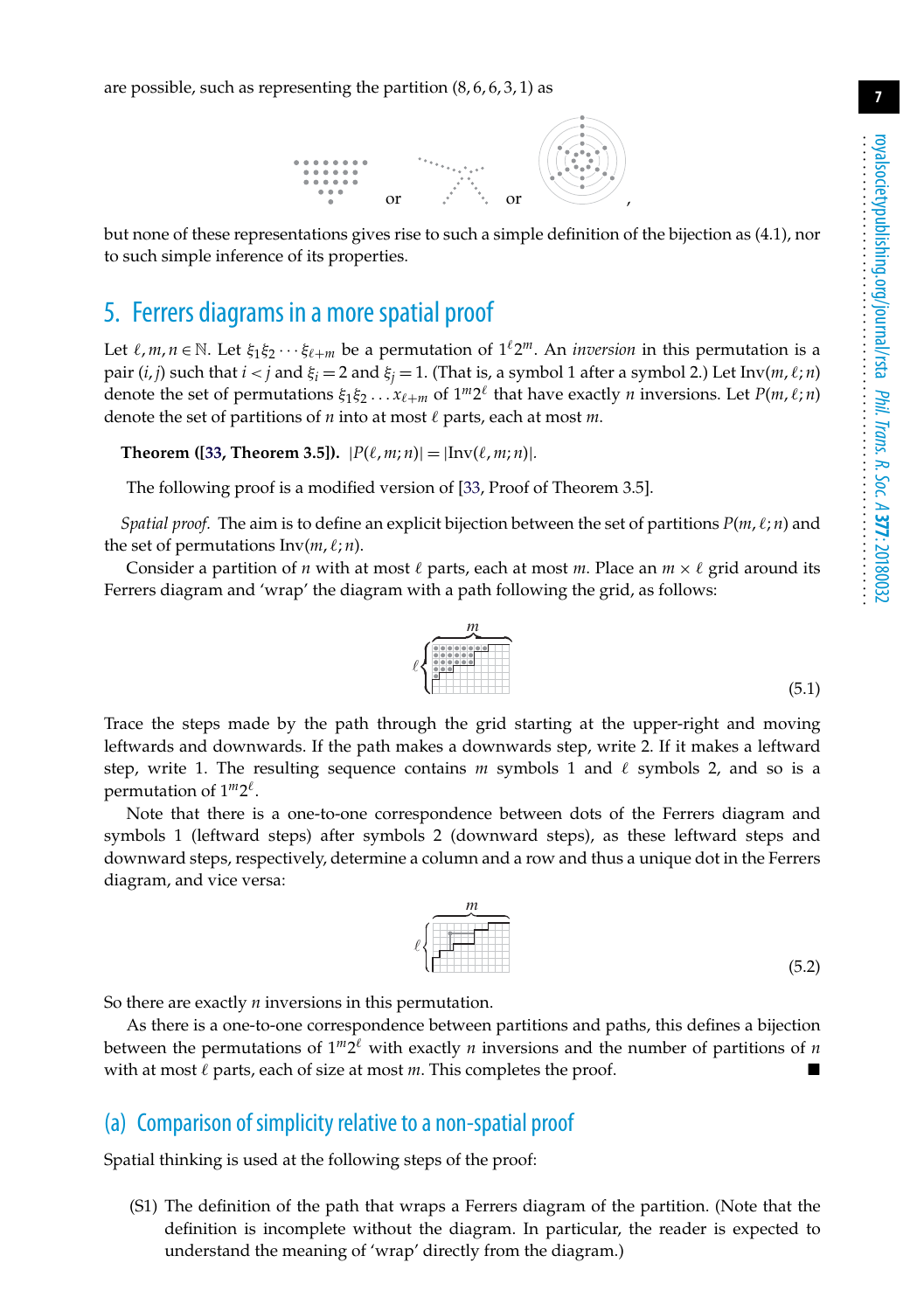are possible, such as representing the partition $(8,6,6,3,1)$ as

or  or ,

but none of these representations gives rise to such a simple definition of the bijection as (4.1), nor to such simple inference of its properties.

## 5. Ferrers diagrams in a more spatial proof

Let $\ell, m, n \in \mathbb{N}$. Let $\xi_1\xi_2\cdots\xi_{\ell+m}$ be a permutation of $1^\ell 2^m$. An *inversion* in this permutation is a pair $(i,j)$ such that $i<j$ and $\xi_i = 2$ and $\xi_j = 1$. (That is, a symbol 1 after a symbol 2.) Let $\mathrm{Inv}(m,\ell;n)$ denote the set of permutations $\xi_1\xi_2\ldots x_{\ell+m}$ of $1^m 2^\ell$ that have exactly $n$ inversions. Let $P(m,\ell;n)$ denote the set of partitions of $n$ into at most $\ell$ parts, each at most $m$.

**Theorem ([33, Theorem 3.5]).** $|P(\ell,m;n)| = |\mathrm{Inv}(\ell,m;n)|$.

The following proof is a modified version of [33, Proof of Theorem 3.5].

*Spatial proof.* The aim is to define an explicit bijection between the set of partitions $P(m,\ell;n)$ and the set of permutations $\mathrm{Inv}(m,\ell;n)$.

Consider a partition of $n$ with at most $\ell$ parts, each at most $m$. Place an $m\times\ell$ grid around its Ferrers diagram and 'wrap' the diagram with a path following the grid, as follows:

(5.1)

Trace the steps made by the path through the grid starting at the upper-right and moving leftwards and downwards. If the path makes a downwards step, write 2. If it makes a leftward step, write 1. The resulting sequence contains $m$ symbols 1 and $\ell$ symbols 2, and so is a permutation of $1^m2^\ell$.

Note that there is a one-to-one correspondence between dots of the Ferrers diagram and symbols 1 (leftward steps) after symbols 2 (downward steps), as these leftward steps and downward steps, respectively, determine a column and a row and thus a unique dot in the Ferrers diagram, and vice versa:

(5.2)

So there are exactly $n$ inversions in this permutation.

As there is a one-to-one correspondence between partitions and paths, this defines a bijection between the permutations of $1^m2^\ell$ with exactly $n$ inversions and the number of partitions of $n$ with at most $\ell$ parts, each of size at most $m$. This completes the proof. ■

### (a) Comparison of simplicity relative to a non-spatial proof

Spatial thinking is used at the following steps of the proof:

(S1) The definition of the path that wraps a Ferrers diagram of the partition. (Note that the definition is incomplete without the diagram. In particular, the reader is expected to understand the meaning of 'wrap' directly from the diagram.)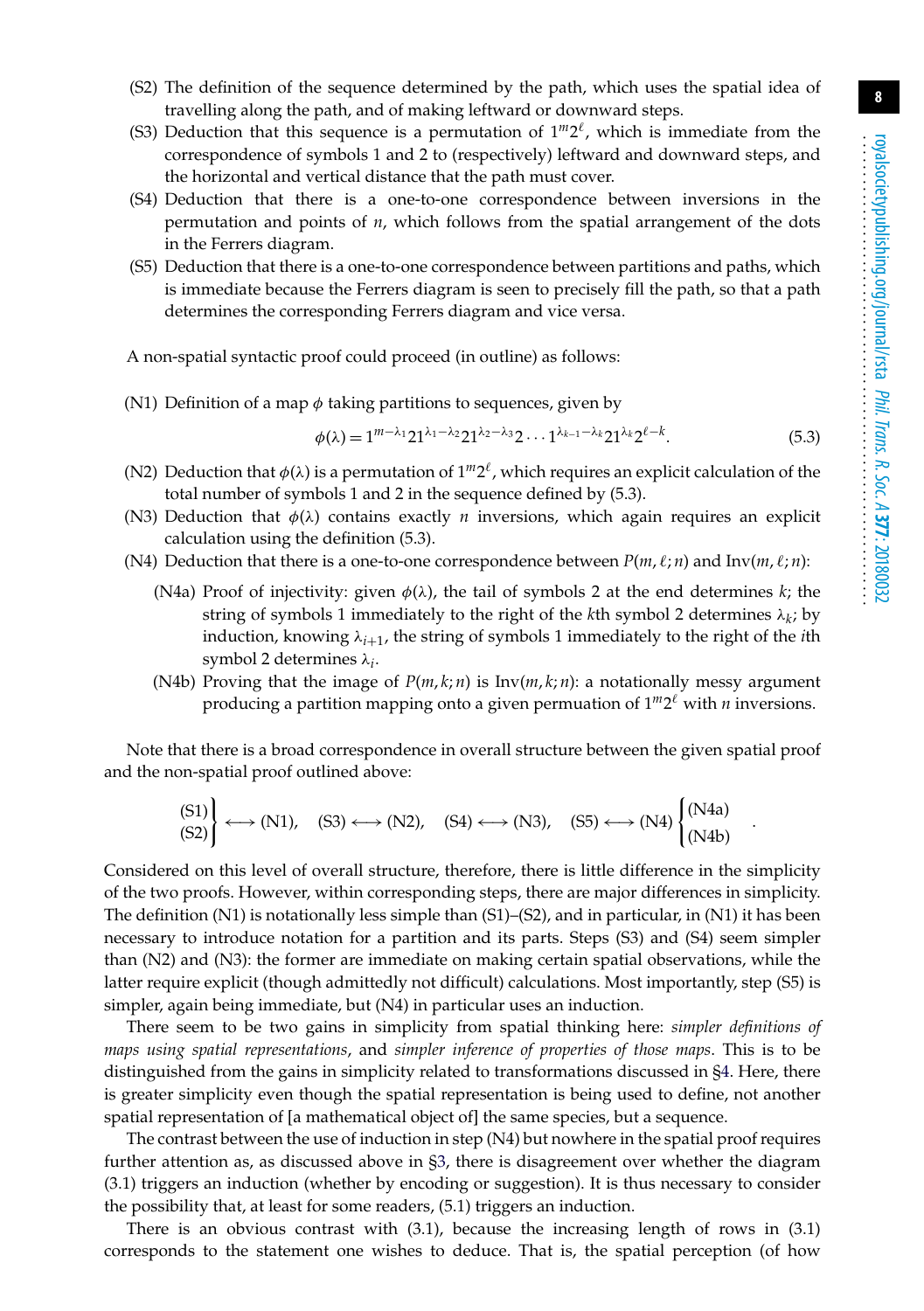(S2) The definition of the sequence determined by the path, which uses the spatial idea of travelling along the path, and of making leftward or downward steps.

(S3) Deduction that this sequence is a permutation of $1^m 2^\ell$, which is immediate from the correspondence of symbols 1 and 2 to (respectively) leftward and downward steps, and the horizontal and vertical distance that the path must cover.

(S4) Deduction that there is a one-to-one correspondence between inversions in the permutation and points of $n$, which follows from the spatial arrangement of the dots in the Ferrers diagram.

(S5) Deduction that there is a one-to-one correspondence between partitions and paths, which is immediate because the Ferrers diagram is seen to precisely fill the path, so that a path determines the corresponding Ferrers diagram and vice versa.

A non-spatial syntactic proof could proceed (in outline) as follows:

(N1) Definition of a map $\phi$ taking partitions to sequences, given by

$$\phi(\lambda) = 1^{m-\lambda_1} 2 1^{\lambda_1-\lambda_2} 2 1^{\lambda_2-\lambda_3} 2 \cdots 1^{\lambda_{k-1}-\lambda_k} 2 1^{\lambda_k} 2^{\ell-k}. \tag{5.3}$$

(N2) Deduction that $\phi(\lambda)$ is a permutation of $1^m 2^\ell$, which requires an explicit calculation of the total number of symbols 1 and 2 in the sequence defined by (5.3).

(N3) Deduction that $\phi(\lambda)$ contains exactly $n$ inversions, which again requires an explicit calculation using the definition (5.3).

(N4) Deduction that there is a one-to-one correspondence between $P(m, \ell; n)$ and $\mathrm{Inv}(m, \ell; n)$:

  (N4a) Proof of injectivity: given $\phi(\lambda)$, the tail of symbols 2 at the end determines $k$; the string of symbols 1 immediately to the right of the $k$th symbol 2 determines $\lambda_k$; by induction, knowing $\lambda_{i+1}$, the string of symbols 1 immediately to the right of the $i$th symbol 2 determines $\lambda_i$.

  (N4b) Proving that the image of $P(m, k; n)$ is $\mathrm{Inv}(m, k; n)$: a notationally messy argument producing a partition mapping onto a given permuation of $1^m 2^\ell$ with $n$ inversions.

Note that there is a broad correspondence in overall structure between the given spatial proof and the non-spatial proof outlined above:

$$\left.\begin{matrix}\text{(S1)}\\ \text{(S2)}\end{matrix}\right\} \longleftrightarrow \text{(N1)}, \quad \text{(S3)} \longleftrightarrow \text{(N2)}, \quad \text{(S4)} \longleftrightarrow \text{(N3)}, \quad \text{(S5)} \longleftrightarrow \text{(N4)} \begin{cases}\text{(N4a)}\\ \text{(N4b)}\end{cases}.$$

Considered on this level of overall structure, therefore, there is little difference in the simplicity of the two proofs. However, within corresponding steps, there are major differences in simplicity. The definition (N1) is notationally less simple than (S1)–(S2), and in particular, in (N1) it has been necessary to introduce notation for a partition and its parts. Steps (S3) and (S4) seem simpler than (N2) and (N3): the former are immediate on making certain spatial observations, while the latter require explicit (though admittedly not difficult) calculations. Most importantly, step (S5) is simpler, again being immediate, but (N4) in particular uses an induction.

There seem to be two gains in simplicity from spatial thinking here: *simpler definitions of maps using spatial representations*, and *simpler inference of properties of those maps*. This is to be distinguished from the gains in simplicity related to transformations discussed in §4. Here, there is greater simplicity even though the spatial representation is being used to define, not another spatial representation of [a mathematical object of] the same species, but a sequence.

The contrast between the use of induction in step (N4) but nowhere in the spatial proof requires further attention as, as discussed above in §3, there is disagreement over whether the diagram (3.1) triggers an induction (whether by encoding or suggestion). It is thus necessary to consider the possibility that, at least for some readers, (5.1) triggers an induction.

There is an obvious contrast with (3.1), because the increasing length of rows in (3.1) corresponds to the statement one wishes to deduce. That is, the spatial perception (of how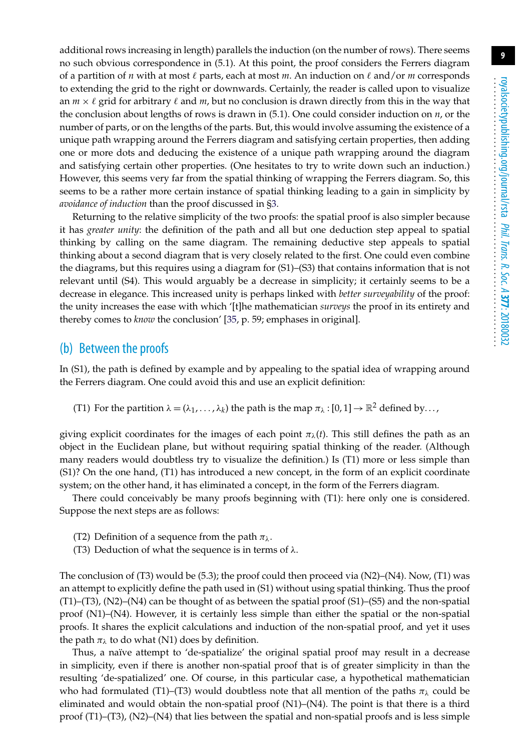additional rows increasing in length) parallels the induction (on the number of rows). There seems no such obvious correspondence in (5.1). At this point, the proof considers the Ferrers diagram of a partition of $n$ with at most $\ell$ parts, each at most $m$. An induction on $\ell$ and/or $m$ corresponds to extending the grid to the right or downwards. Certainly, the reader is called upon to visualize an $m \times \ell$ grid for arbitrary $\ell$ and $m$, but no conclusion is drawn directly from this in the way that the conclusion about lengths of rows is drawn in (5.1). One could consider induction on $n$, or the number of parts, or on the lengths of the parts. But, this would involve assuming the existence of a unique path wrapping around the Ferrers diagram and satisfying certain properties, then adding one or more dots and deducing the existence of a unique path wrapping around the diagram and satisfying certain other properties. (One hesitates to try to write down such an induction.) However, this seems very far from the spatial thinking of wrapping the Ferrers diagram. So, this seems to be a rather more certain instance of spatial thinking leading to a gain in simplicity by *avoidance of induction* than the proof discussed in §3.

Returning to the relative simplicity of the two proofs: the spatial proof is also simpler because it has *greater unity*: the definition of the path and all but one deduction step appeal to spatial thinking by calling on the same diagram. The remaining deductive step appeals to spatial thinking about a second diagram that is very closely related to the first. One could even combine the diagrams, but this requires using a diagram for (S1)–(S3) that contains information that is not relevant until (S4). This would arguably be a decrease in simplicity; it certainly seems to be a decrease in elegance. This increased unity is perhaps linked with *better surveyability* of the proof: the unity increases the ease with which '[t]he mathematician *surveys* the proof in its entirety and thereby comes to *know* the conclusion' [35, p. 59; emphases in original].

## (b) Between the proofs

In (S1), the path is defined by example and by appealing to the spatial idea of wrapping around the Ferrers diagram. One could avoid this and use an explicit definition:

(T1) For the partition $\lambda = (\lambda_1, \ldots, \lambda_k)$ the path is the map $\pi_\lambda : [0,1] \to \mathbb{R}^2$ defined by…,

giving explicit coordinates for the images of each point $\pi_\lambda(t)$. This still defines the path as an object in the Euclidean plane, but without requiring spatial thinking of the reader. (Although many readers would doubtless try to visualize the definition.) Is (T1) more or less simple than (S1)? On the one hand, (T1) has introduced a new concept, in the form of an explicit coordinate system; on the other hand, it has eliminated a concept, in the form of the Ferrers diagram.

There could conceivably be many proofs beginning with (T1): here only one is considered. Suppose the next steps are as follows:

(T2) Definition of a sequence from the path $\pi_\lambda$.
(T3) Deduction of what the sequence is in terms of $\lambda$.

The conclusion of (T3) would be (5.3); the proof could then proceed via (N2)–(N4). Now, (T1) was an attempt to explicitly define the path used in (S1) without using spatial thinking. Thus the proof (T1)–(T3), (N2)–(N4) can be thought of as between the spatial proof (S1)–(S5) and the non-spatial proof (N1)–(N4). However, it is certainly less simple than either the spatial or the non-spatial proofs. It shares the explicit calculations and induction of the non-spatial proof, and yet it uses the path $\pi_\lambda$ to do what (N1) does by definition.

Thus, a naïve attempt to 'de-spatialize' the original spatial proof may result in a decrease in simplicity, even if there is another non-spatial proof that is of greater simplicity in than the resulting 'de-spatialized' one. Of course, in this particular case, a hypothetical mathematician who had formulated (T1)–(T3) would doubtless note that all mention of the paths $\pi_\lambda$ could be eliminated and would obtain the non-spatial proof (N1)–(N4). The point is that there is a third proof (T1)–(T3), (N2)–(N4) that lies between the spatial and non-spatial proofs and is less simple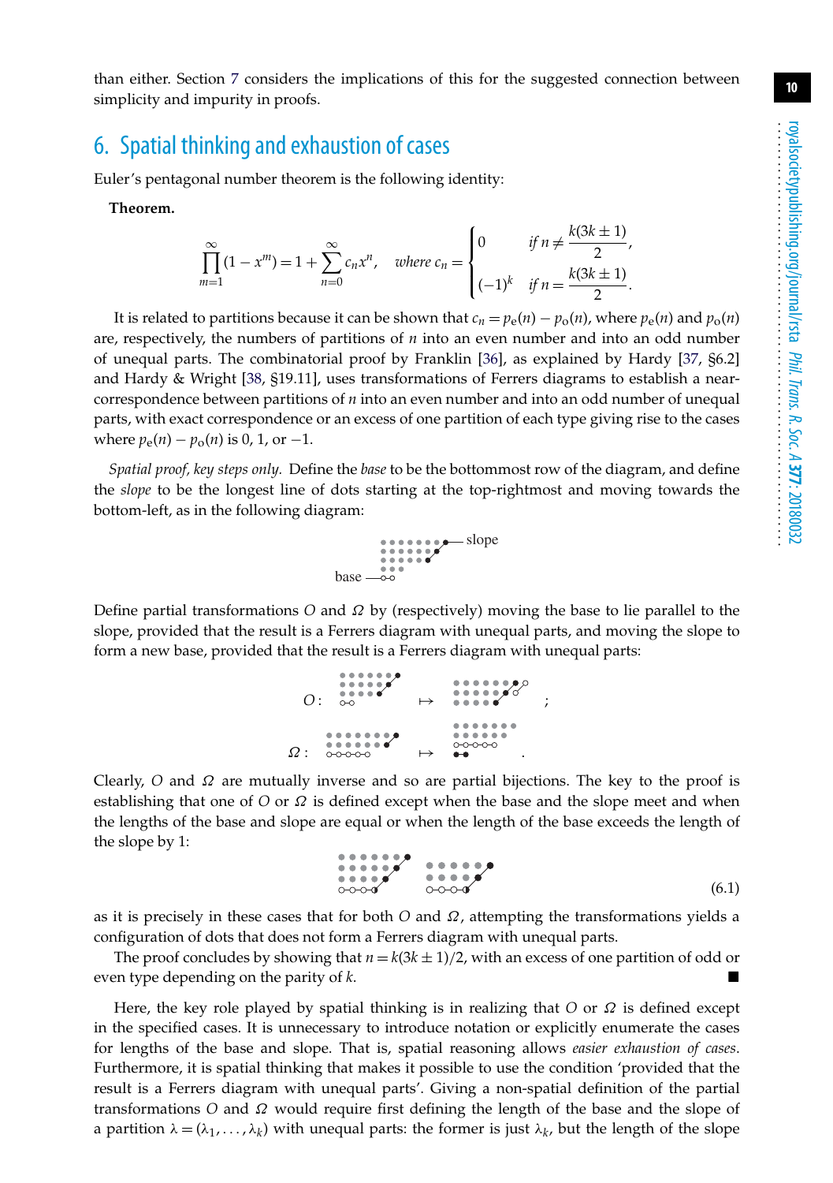than either. Section 7 considers the implications of this for the suggested connection between simplicity and impurity in proofs.

## 6. Spatial thinking and exhaustion of cases

Euler's pentagonal number theorem is the following identity:

**Theorem.**

$$\prod_{m=1}^{\infty}(1-x^m) = 1 + \sum_{n=0}^{\infty} c_n x^n, \quad \textit{where } c_n = \begin{cases} 0 & \textit{if } n \neq \dfrac{k(3k \pm 1)}{2}, \\ (-1)^k & \textit{if } n = \dfrac{k(3k \pm 1)}{2}. \end{cases}$$

It is related to partitions because it can be shown that $c_n = p_e(n) - p_o(n)$, where $p_e(n)$ and $p_o(n)$ are, respectively, the numbers of partitions of $n$ into an even number and into an odd number of unequal parts. The combinatorial proof by Franklin [36], as explained by Hardy [37, §6.2] and Hardy & Wright [38, §19.11], uses transformations of Ferrers diagrams to establish a near-correspondence between partitions of $n$ into an even number and into an odd number of unequal parts, with exact correspondence or an excess of one partition of each type giving rise to the cases where $p_e(n) - p_o(n)$ is 0, 1, or −1.

*Spatial proof, key steps only.* Define the *base* to be the bottommost row of the diagram, and define the *slope* to be the longest line of dots starting at the top-rightmost and moving towards the bottom-left, as in the following diagram:

Define partial transformations $O$ and $\Omega$ by (respectively) moving the base to lie parallel to the slope, provided that the result is a Ferrers diagram with unequal parts, and moving the slope to form a new base, provided that the result is a Ferrers diagram with unequal parts:

Clearly, $O$ and $\Omega$ are mutually inverse and so are partial bijections. The key to the proof is establishing that one of $O$ or $\Omega$ is defined except when the base and the slope meet and when the lengths of the base and slope are equal or when the length of the base exceeds the length of the slope by 1:

(6.1)

as it is precisely in these cases that for both $O$ and $\Omega$, attempting the transformations yields a configuration of dots that does not form a Ferrers diagram with unequal parts.

The proof concludes by showing that $n = k(3k \pm 1)/2$, with an excess of one partition of odd or even type depending on the parity of $k$. ■

Here, the key role played by spatial thinking is in realizing that $O$ or $\Omega$ is defined except in the specified cases. It is unnecessary to introduce notation or explicitly enumerate the cases for lengths of the base and slope. That is, spatial reasoning allows *easier exhaustion of cases*. Furthermore, it is spatial thinking that makes it possible to use the condition 'provided that the result is a Ferrers diagram with unequal parts'. Giving a non-spatial definition of the partial transformations $O$ and $\Omega$ would require first defining the length of the base and the slope of a partition $\lambda = (\lambda_1, \ldots, \lambda_k)$ with unequal parts: the former is just $\lambda_k$, but the length of the slope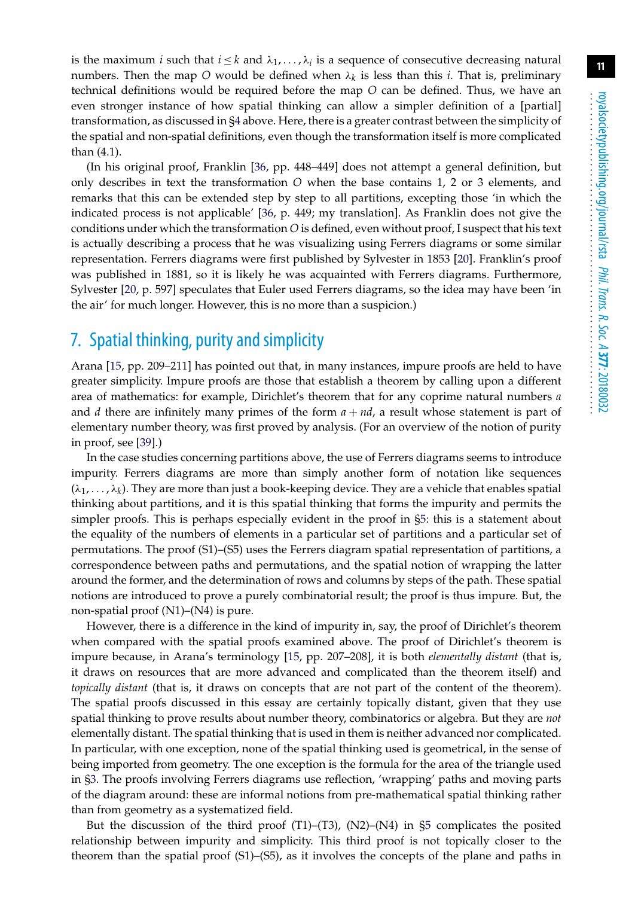is the maximum $i$ such that $i \leq k$ and $\lambda_1, \ldots, \lambda_i$ is a sequence of consecutive decreasing natural numbers. Then the map $O$ would be defined when $\lambda_k$ is less than this $i$. That is, preliminary technical definitions would be required before the map $O$ can be defined. Thus, we have an even stronger instance of how spatial thinking can allow a simpler definition of a [partial] transformation, as discussed in §4 above. Here, there is a greater contrast between the simplicity of the spatial and non-spatial definitions, even though the transformation itself is more complicated than (4.1).

(In his original proof, Franklin [36, pp. 448–449] does not attempt a general definition, but only describes in text the transformation $O$ when the base contains 1, 2 or 3 elements, and remarks that this can be extended step by step to all partitions, excepting those 'in which the indicated process is not applicable' [36, p. 449; my translation]. As Franklin does not give the conditions under which the transformation $O$ is defined, even without proof, I suspect that his text is actually describing a process that he was visualizing using Ferrers diagrams or some similar representation. Ferrers diagrams were first published by Sylvester in 1853 [20]. Franklin's proof was published in 1881, so it is likely he was acquainted with Ferrers diagrams. Furthermore, Sylvester [20, p. 597] speculates that Euler used Ferrers diagrams, so the idea may have been 'in the air' for much longer. However, this is no more than a suspicion.)

## 7. Spatial thinking, purity and simplicity

Arana [15, pp. 209–211] has pointed out that, in many instances, impure proofs are held to have greater simplicity. Impure proofs are those that establish a theorem by calling upon a different area of mathematics: for example, Dirichlet's theorem that for any coprime natural numbers $a$ and $d$ there are infinitely many primes of the form $a + nd$, a result whose statement is part of elementary number theory, was first proved by analysis. (For an overview of the notion of purity in proof, see [39].)

In the case studies concerning partitions above, the use of Ferrers diagrams seems to introduce impurity. Ferrers diagrams are more than simply another form of notation like sequences $(\lambda_1, \ldots, \lambda_k)$. They are more than just a book-keeping device. They are a vehicle that enables spatial thinking about partitions, and it is this spatial thinking that forms the impurity and permits the simpler proofs. This is perhaps especially evident in the proof in §5: this is a statement about the equality of the numbers of elements in a particular set of partitions and a particular set of permutations. The proof (S1)–(S5) uses the Ferrers diagram spatial representation of partitions, a correspondence between paths and permutations, and the spatial notion of wrapping the latter around the former, and the determination of rows and columns by steps of the path. These spatial notions are introduced to prove a purely combinatorial result; the proof is thus impure. But, the non-spatial proof (N1)–(N4) is pure.

However, there is a difference in the kind of impurity in, say, the proof of Dirichlet's theorem when compared with the spatial proofs examined above. The proof of Dirichlet's theorem is impure because, in Arana's terminology [15, pp. 207–208], it is both *elementally distant* (that is, it draws on resources that are more advanced and complicated than the theorem itself) and *topically distant* (that is, it draws on concepts that are not part of the content of the theorem). The spatial proofs discussed in this essay are certainly topically distant, given that they use spatial thinking to prove results about number theory, combinatorics or algebra. But they are *not* elementally distant. The spatial thinking that is used in them is neither advanced nor complicated. In particular, with one exception, none of the spatial thinking used is geometrical, in the sense of being imported from geometry. The one exception is the formula for the area of the triangle used in §3. The proofs involving Ferrers diagrams use reflection, 'wrapping' paths and moving parts of the diagram around: these are informal notions from pre-mathematical spatial thinking rather than from geometry as a systematized field.

But the discussion of the third proof (T1)–(T3), (N2)–(N4) in §5 complicates the posited relationship between impurity and simplicity. This third proof is not topically closer to the theorem than the spatial proof (S1)–(S5), as it involves the concepts of the plane and paths in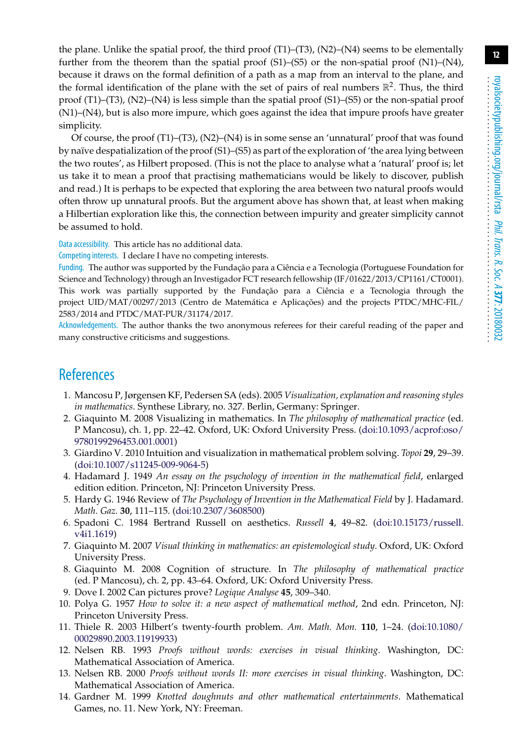the plane. Unlike the spatial proof, the third proof (T1)–(T3), (N2)–(N4) seems to be elementally further from the theorem than the spatial proof (S1)–(S5) or the non-spatial proof (N1)–(N4), because it draws on the formal definition of a path as a map from an interval to the plane, and the formal identification of the plane with the set of pairs of real numbers $\mathbb{R}^2$. Thus, the third proof (T1)–(T3), (N2)–(N4) is less simple than the spatial proof (S1)–(S5) or the non-spatial proof (N1)–(N4), but is also more impure, which goes against the idea that impure proofs have greater simplicity.

Of course, the proof (T1)–(T3), (N2)–(N4) is in some sense an 'unnatural' proof that was found by naïve despatialization of the proof (S1)–(S5) as part of the exploration of 'the area lying between the two routes', as Hilbert proposed. (This is not the place to analyse what a 'natural' proof is; let us take it to mean a proof that practising mathematicians would be likely to discover, publish and read.) It is perhaps to be expected that exploring the area between two natural proofs would often throw up unnatural proofs. But the argument above has shown that, at least when making a Hilbertian exploration like this, the connection between impurity and greater simplicity cannot be assumed to hold.

Data accessibility. This article has no additional data.

Competing interests. I declare I have no competing interests.

Funding. The author was supported by the Fundação para a Ciência e a Tecnologia (Portuguese Foundation for Science and Technology) through an Investigador FCT research fellowship (IF/01622/2013/CP1161/CT0001). This work was partially supported by the Fundação para a Ciência e a Tecnologia through the project UID/MAT/00297/2013 (Centro de Matemática e Aplicações) and the projects PTDC/MHC-FIL/2583/2014 and PTDC/MAT-PUR/31174/2017.

Acknowledgements. The author thanks the two anonymous referees for their careful reading of the paper and many constructive criticisms and suggestions.

## References

1. Mancosu P, Jørgensen KF, Pedersen SA (eds). 2005 *Visualization, explanation and reasoning styles in mathematics*. Synthese Library, no. 327. Berlin, Germany: Springer.
2. Giaquinto M. 2008 Visualizing in mathematics. In *The philosophy of mathematical practice* (ed. P Mancosu), ch. 1, pp. 22–42. Oxford, UK: Oxford University Press. (doi:10.1093/acprof:oso/9780199296453.001.0001)
3. Giardino V. 2010 Intuition and visualization in mathematical problem solving. *Topoi* **29**, 29–39. (doi:10.1007/s11245-009-9064-5)
4. Hadamard J. 1949 *An essay on the psychology of invention in the mathematical field*, enlarged edition edition. Princeton, NJ: Princeton University Press.
5. Hardy G. 1946 Review of *The Psychology of Invention in the Mathematical Field* by J. Hadamard. *Math. Gaz.* **30**, 111–115. (doi:10.2307/3608500)
6. Spadoni C. 1984 Bertrand Russell on aesthetics. *Russell* **4**, 49–82. (doi:10.15173/russell.v4i1.1619)
7. Giaquinto M. 2007 *Visual thinking in mathematics: an epistemological study*. Oxford, UK: Oxford University Press.
8. Giaquinto M. 2008 Cognition of structure. In *The philosophy of mathematical practice* (ed. P Mancosu), ch. 2, pp. 43–64. Oxford, UK: Oxford University Press.
9. Dove I. 2002 Can pictures prove? *Logique Analyse* **45**, 309–340.
10. Polya G. 1957 *How to solve it: a new aspect of mathematical method*, 2nd edn. Princeton, NJ: Princeton University Press.
11. Thiele R. 2003 Hilbert's twenty-fourth problem. *Am. Math. Mon.* **110**, 1–24. (doi:10.1080/00029890.2003.11919933)
12. Nelsen RB. 1993 *Proofs without words: exercises in visual thinking*. Washington, DC: Mathematical Association of America.
13. Nelsen RB. 2000 *Proofs without words II: more exercises in visual thinking*. Washington, DC: Mathematical Association of America.
14. Gardner M. 1999 *Knotted doughnuts and other mathematical entertainments*. Mathematical Games, no. 11. New York, NY: Freeman.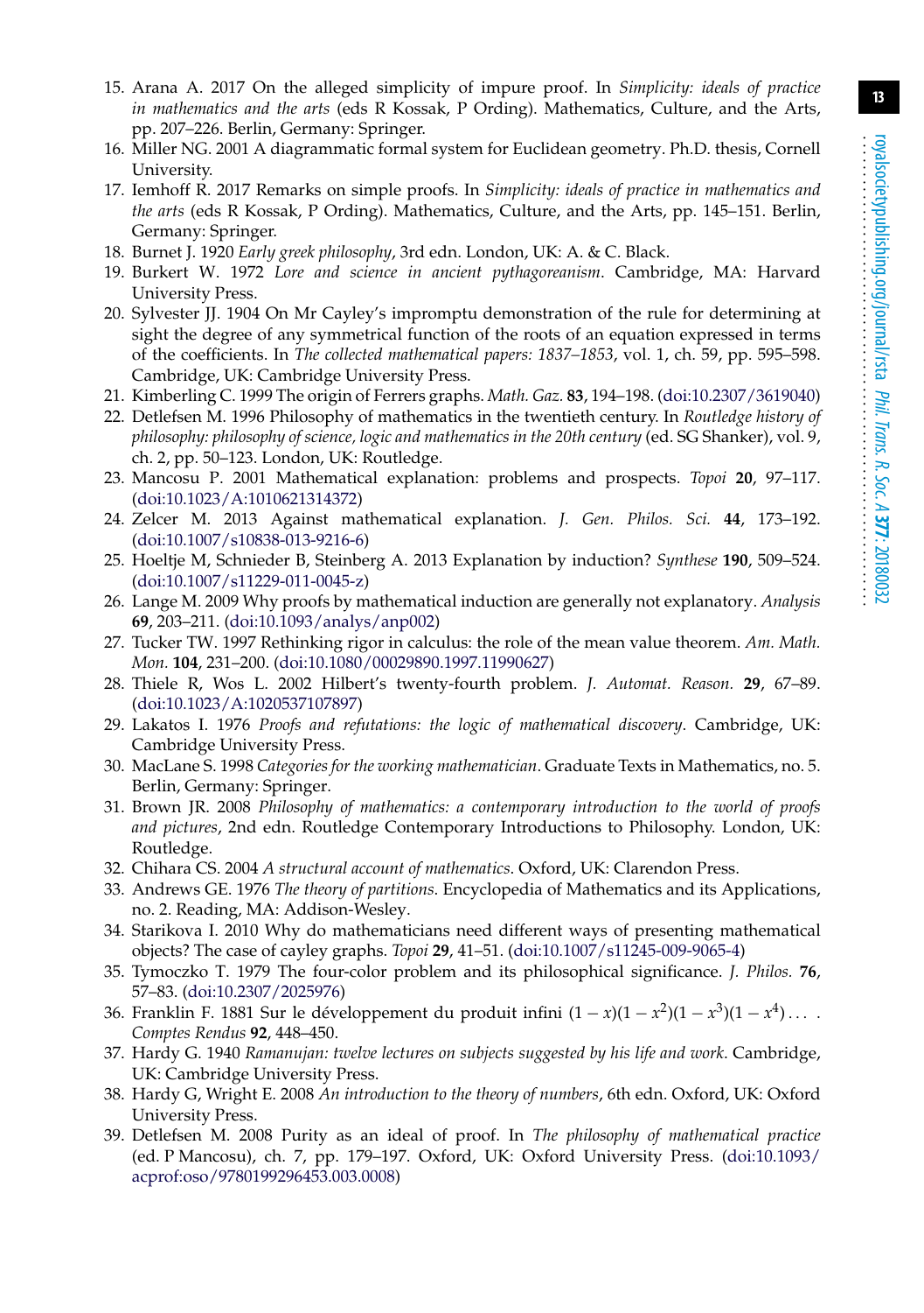15. Arana A. 2017 On the alleged simplicity of impure proof. In *Simplicity: ideals of practice in mathematics and the arts* (eds R Kossak, P Ording). Mathematics, Culture, and the Arts, pp. 207–226. Berlin, Germany: Springer.
16. Miller NG. 2001 A diagrammatic formal system for Euclidean geometry. Ph.D. thesis, Cornell University.
17. Iemhoff R. 2017 Remarks on simple proofs. In *Simplicity: ideals of practice in mathematics and the arts* (eds R Kossak, P Ording). Mathematics, Culture, and the Arts, pp. 145–151. Berlin, Germany: Springer.
18. Burnet J. 1920 *Early greek philosophy*, 3rd edn. London, UK: A. & C. Black.
19. Burkert W. 1972 *Lore and science in ancient pythagoreanism*. Cambridge, MA: Harvard University Press.
20. Sylvester JJ. 1904 On Mr Cayley's impromptu demonstration of the rule for determining at sight the degree of any symmetrical function of the roots of an equation expressed in terms of the coefficients. In *The collected mathematical papers: 1837–1853*, vol. 1, ch. 59, pp. 595–598. Cambridge, UK: Cambridge University Press.
21. Kimberling C. 1999 The origin of Ferrers graphs. *Math. Gaz.* **83**, 194–198. (doi:10.2307/3619040)
22. Detlefsen M. 1996 Philosophy of mathematics in the twentieth century. In *Routledge history of philosophy: philosophy of science, logic and mathematics in the 20th century* (ed. SG Shanker), vol. 9, ch. 2, pp. 50–123. London, UK: Routledge.
23. Mancosu P. 2001 Mathematical explanation: problems and prospects. *Topoi* **20**, 97–117. (doi:10.1023/A:1010621314372)
24. Zelcer M. 2013 Against mathematical explanation. *J. Gen. Philos. Sci.* **44**, 173–192. (doi:10.1007/s10838-013-9216-6)
25. Hoeltje M, Schnieder B, Steinberg A. 2013 Explanation by induction? *Synthese* **190**, 509–524. (doi:10.1007/s11229-011-0045-z)
26. Lange M. 2009 Why proofs by mathematical induction are generally not explanatory. *Analysis* **69**, 203–211. (doi:10.1093/analys/anp002)
27. Tucker TW. 1997 Rethinking rigor in calculus: the role of the mean value theorem. *Am. Math. Mon.* **104**, 231–200. (doi:10.1080/00029890.1997.11990627)
28. Thiele R, Wos L. 2002 Hilbert's twenty-fourth problem. *J. Automat. Reason.* **29**, 67–89. (doi:10.1023/A:1020537107897)
29. Lakatos I. 1976 *Proofs and refutations: the logic of mathematical discovery*. Cambridge, UK: Cambridge University Press.
30. MacLane S. 1998 *Categories for the working mathematician*. Graduate Texts in Mathematics, no. 5. Berlin, Germany: Springer.
31. Brown JR. 2008 *Philosophy of mathematics: a contemporary introduction to the world of proofs and pictures*, 2nd edn. Routledge Contemporary Introductions to Philosophy. London, UK: Routledge.
32. Chihara CS. 2004 *A structural account of mathematics*. Oxford, UK: Clarendon Press.
33. Andrews GE. 1976 *The theory of partitions*. Encyclopedia of Mathematics and its Applications, no. 2. Reading, MA: Addison-Wesley.
34. Starikova I. 2010 Why do mathematicians need different ways of presenting mathematical objects? The case of cayley graphs. *Topoi* **29**, 41–51. (doi:10.1007/s11245-009-9065-4)
35. Tymoczko T. 1979 The four-color problem and its philosophical significance. *J. Philos.* **76**, 57–83. (doi:10.2307/2025976)
36. Franklin F. 1881 Sur le développement du produit infini $(1-x)(1-x^2)(1-x^3)(1-x^4)\ldots$ . *Comptes Rendus* **92**, 448–450.
37. Hardy G. 1940 *Ramanujan: twelve lectures on subjects suggested by his life and work*. Cambridge, UK: Cambridge University Press.
38. Hardy G, Wright E. 2008 *An introduction to the theory of numbers*, 6th edn. Oxford, UK: Oxford University Press.
39. Detlefsen M. 2008 Purity as an ideal of proof. In *The philosophy of mathematical practice* (ed. P Mancosu), ch. 7, pp. 179–197. Oxford, UK: Oxford University Press. (doi:10.1093/acprof:oso/9780199296453.003.0008)